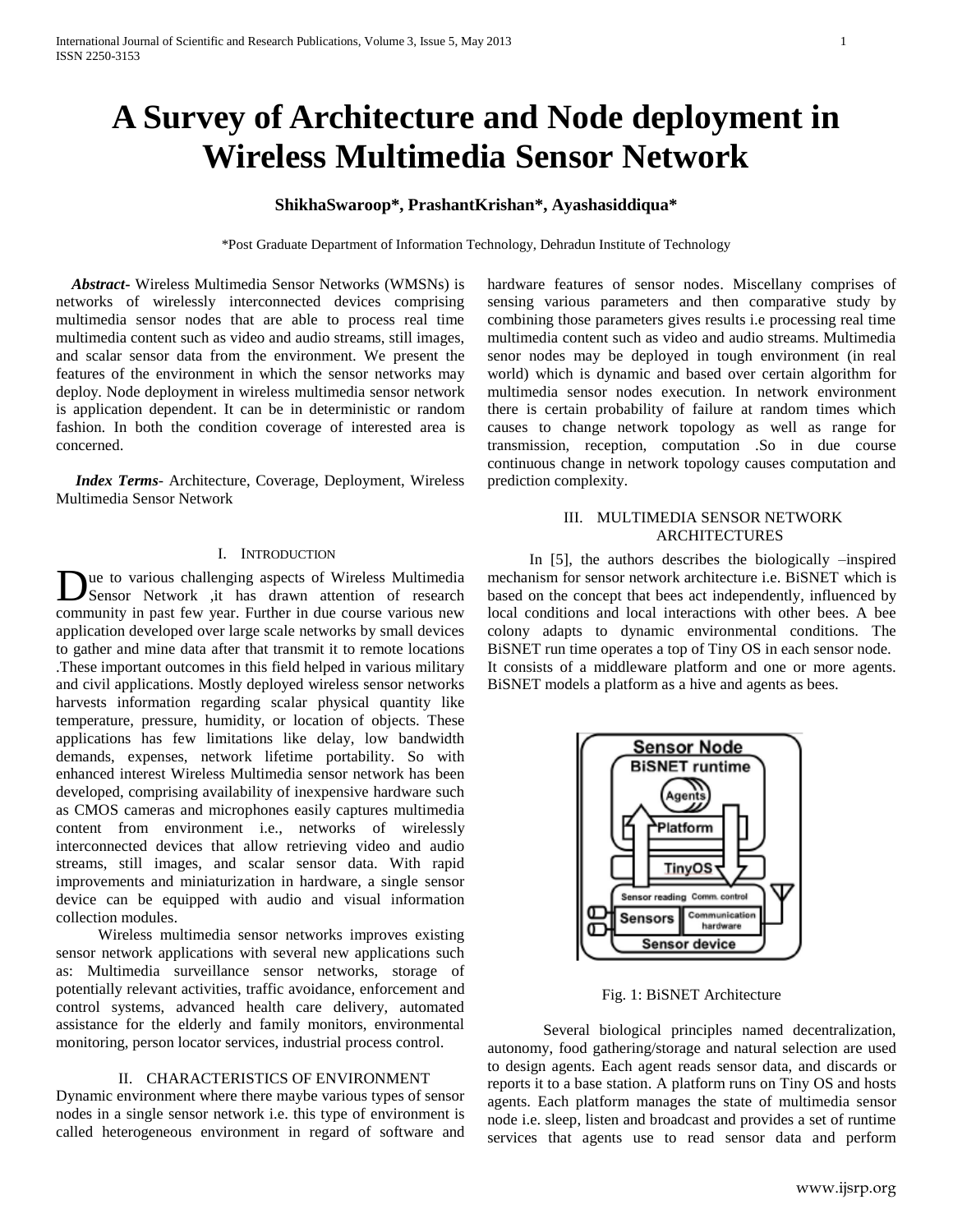# A Survey of Architecture and Node deployment in Wireless Multimedia Sensor Network

**ShikhaSwaroop*, PrashantKrishan*, Ayashasiddiqua***

*Post Graduate Department of Information Technology, Dehradun Institute of Technology

***Abstract-*** Wireless Multimedia Sensor Networks (WMSNs) is networks of wirelessly interconnected devices comprising multimedia sensor nodes that are able to process real time multimedia content such as video and audio streams, still images, and scalar sensor data from the environment. We present the features of the environment in which the sensor networks may deploy. Node deployment in wireless multimedia sensor network is application dependent. It can be in deterministic or random fashion. In both the condition coverage of interested area is concerned.

***Index Terms-*** Architecture, Coverage, Deployment, Wireless Multimedia Sensor Network

## I. Introduction

Due to various challenging aspects of Wireless Multimedia Sensor Network ,it has drawn attention of research community in past few year. Further in due course various new application developed over large scale networks by small devices to gather and mine data after that transmit it to remote locations .These important outcomes in this field helped in various military and civil applications. Mostly deployed wireless sensor networks harvests information regarding scalar physical quantity like temperature, pressure, humidity, or location of objects. These applications has few limitations like delay, low bandwidth demands, expenses, network lifetime portability. So with enhanced interest Wireless Multimedia sensor network has been developed, comprising availability of inexpensive hardware such as CMOS cameras and microphones easily captures multimedia content from environment i.e., networks of wirelessly interconnected devices that allow retrieving video and audio streams, still images, and scalar sensor data. With rapid improvements and miniaturization in hardware, a single sensor device can be equipped with audio and visual information collection modules.

Wireless multimedia sensor networks improves existing sensor network applications with several new applications such as: Multimedia surveillance sensor networks, storage of potentially relevant activities, traffic avoidance, enforcement and control systems, advanced health care delivery, automated assistance for the elderly and family monitors, environmental monitoring, person locator services, industrial process control.

## II. Characteristics of Environment

Dynamic environment where there maybe various types of sensor nodes in a single sensor network i.e. this type of environment is called heterogeneous environment in regard of software and hardware features of sensor nodes. Miscellany comprises of sensing various parameters and then comparative study by combining those parameters gives results i.e processing real time multimedia content such as video and audio streams. Multimedia senor nodes may be deployed in tough environment (in real world) which is dynamic and based over certain algorithm for multimedia sensor nodes execution. In network environment there is certain probability of failure at random times which causes to change network topology as well as range for transmission, reception, computation .So in due course continuous change in network topology causes computation and prediction complexity.

## III. Multimedia Sensor Network Architectures

In [5], the authors describes the biologically –inspired mechanism for sensor network architecture i.e. BiSNET which is based on the concept that bees act independently, influenced by local conditions and local interactions with other bees. A bee colony adapts to dynamic environmental conditions. The BiSNET run time operates a top of Tiny OS in each sensor node. It consists of a middleware platform and one or more agents. BiSNET models a platform as a hive and agents as bees.

Sensor Node
BiSNET runtime
Agents
Platform
TinyOS
Sensor reading
Comm. control
Sensors
Communication hardware
Sensor device

Fig. 1: BiSNET Architecture

Several biological principles named decentralization, autonomy, food gathering/storage and natural selection are used to design agents. Each agent reads sensor data, and discards or reports it to a base station. A platform runs on Tiny OS and hosts agents. Each platform manages the state of multimedia sensor node i.e. sleep, listen and broadcast and provides a set of runtime services that agents use to read sensor data and perform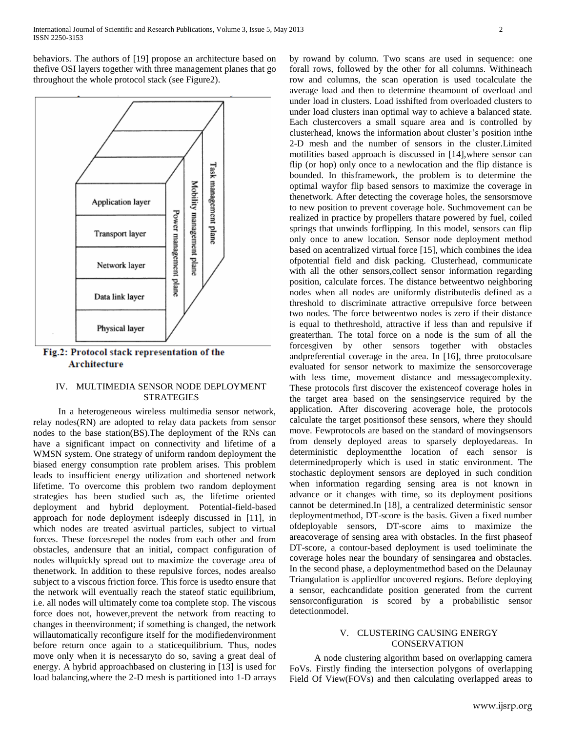behaviors. The authors of [19] propose an architecture based on thefive OSI layers together with three management planes that go throughout the whole protocol stack (see Figure2).

Application layer

Transport layer

Network layer

Data link layer

Physical layer

Power management plane

Mobility management plane

Task management plane

**Fig.2: Protocol stack representation of the Architecture**

## IV. MULTIMEDIA SENSOR NODE DEPLOYMENT STRATEGIES

In a heterogeneous wireless multimedia sensor network, relay nodes(RN) are adopted to relay data packets from sensor nodes to the base station(BS).The deployment of the RNs can have a significant impact on connectivity and lifetime of a WMSN system. One strategy of uniform random deployment the biased energy consumption rate problem arises. This problem leads to insufficient energy utilization and shortened network lifetime. To overcome this problem two random deployment strategies has been studied such as, the lifetime oriented deployment and hybrid deployment. Potential-field-based approach for node deployment isdeeply discussed in [11], in which nodes are treated asvirtual particles, subject to virtual forces. These forcesrepel the nodes from each other and from obstacles, andensure that an initial, compact configuration of nodes willquickly spread out to maximize the coverage area of thenetwork. In addition to these repulsive forces, nodes arealso subject to a viscous friction force. This force is usedto ensure that the network will eventually reach the stateof static equilibrium, i.e. all nodes will ultimately come toa complete stop. The viscous force does not, however,prevent the network from reacting to changes in theenvironment; if something is changed, the network willautomatically reconfigure itself for the modifiedenvironment before return once again to a staticequilibrium. Thus, nodes move only when it is necessaryto do so, saving a great deal of energy. A hybrid approachbased on clustering in [13] is used for load balancing,where the 2-D mesh is partitioned into 1-D arrays by rowand by column. Two scans are used in sequence: one forall rows, followed by the other for all columns. Withineach row and columns, the scan operation is used tocalculate the average load and then to determine theamount of overload and under load in clusters. Load isshifted from overloaded clusters to under load clusters inan optimal way to achieve a balanced state. Each clustercovers a small square area and is controlled by clusterhead, knows the information about cluster's position inthe 2-D mesh and the number of sensors in the cluster.Limited motilities based approach is discussed in [14],where sensor can flip (or hop) only once to a newlocation and the flip distance is bounded. In thisframework, the problem is to determine the optimal wayfor flip based sensors to maximize the coverage in thenetwork. After detecting the coverage holes, the sensorsmove to new position to prevent coverage hole. Suchmovement can be realized in practice by propellers thatare powered by fuel, coiled springs that unwinds forflipping. In this model, sensors can flip only once to anew location. Sensor node deployment method based on acentralized virtual force [15], which combines the idea ofpotential field and disk packing. Clusterhead, communicate with all the other sensors,collect sensor information regarding position, calculate forces. The distance betweentwo neighboring nodes when all nodes are uniformly distributedis defined as a threshold to discriminate attractive orrepulsive force between two nodes. The force betweentwo nodes is zero if their distance is equal to thethreshold, attractive if less than and repulsive if greaterthan. The total force on a node is the sum of all the forcesgiven by other sensors together with obstacles andpreferential coverage in the area. In [16], three protocolsare evaluated for sensor network to maximize the sensorcoverage with less time, movement distance and messagecomplexity. These protocols first discover the existenceof coverage holes in the target area based on the sensingservice required by the application. After discovering acoverage hole, the protocols calculate the target positionsof these sensors, where they should move. Fewprotocols are based on the standard of movingsensors from densely deployed areas to sparsely deployedareas. In deterministic deploymentthe location of each sensor is determinedproperly which is used in static environment. The stochastic deployment sensors are deployed in such condition when information regarding sensing area is not known in advance or it changes with time, so its deployment positions cannot be determined.In [18], a centralized deterministic sensor deploymentmethod, DT-score is the basis. Given a fixed number ofdeployable sensors, DT-score aims to maximize the areacoverage of sensing area with obstacles. In the first phaseof DT-score, a contour-based deployment is used toeliminate the coverage holes near the boundary of sensingarea and obstacles. In the second phase, a deploymentmethod based on the Delaunay Triangulation is appliedfor uncovered regions. Before deploying a sensor, eachcandidate position generated from the current sensorconfiguration is scored by a probabilistic sensor detectionmodel.

## V. CLUSTERING CAUSING ENERGY CONSERVATION

A node clustering algorithm based on overlapping camera FoVs. Firstly finding the intersection polygons of overlapping Field Of View(FOVs) and then calculating overlapped areas to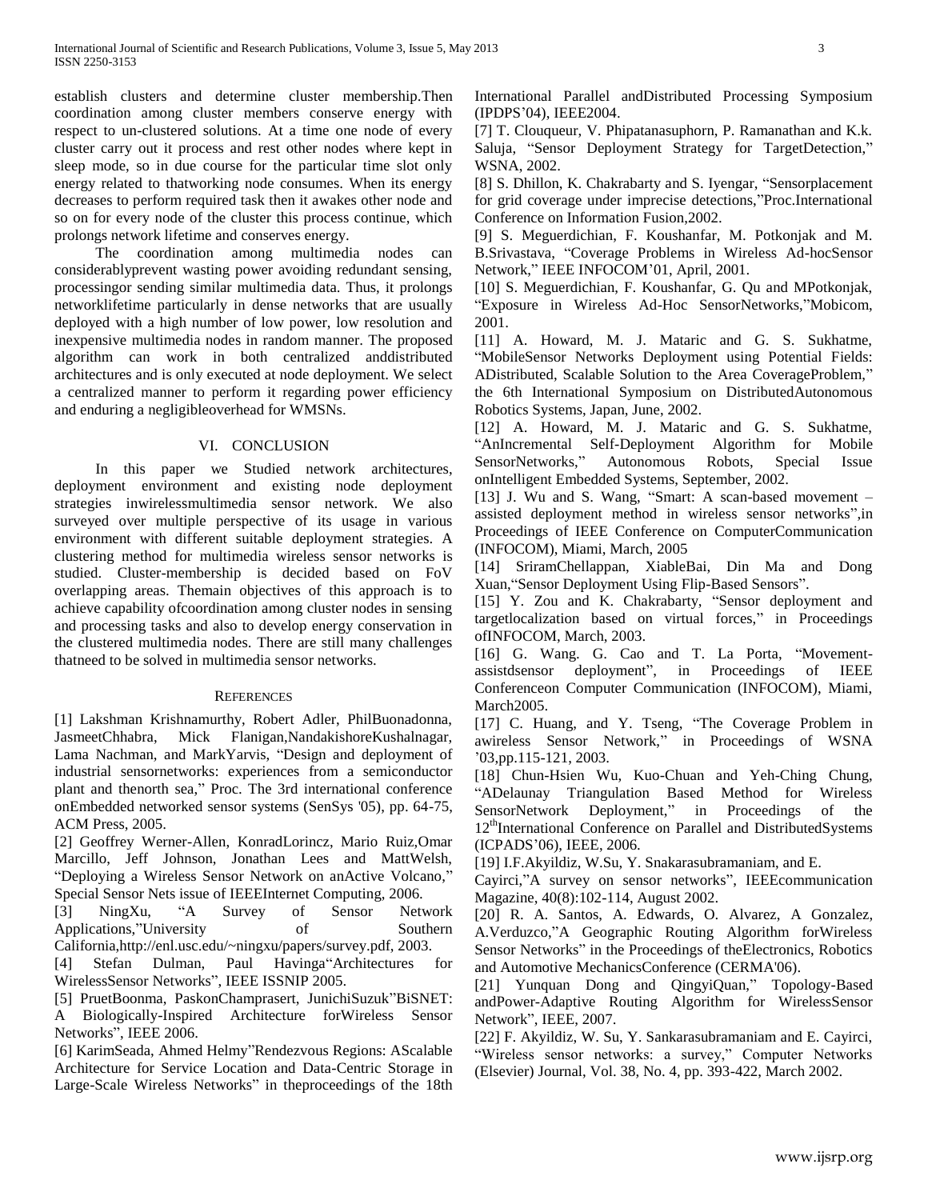establish clusters and determine cluster membership.Then coordination among cluster members conserve energy with respect to un-clustered solutions. At a time one node of every cluster carry out it process and rest other nodes where kept in sleep mode, so in due course for the particular time slot only energy related to thatworking node consumes. When its energy decreases to perform required task then it awakes other node and so on for every node of the cluster this process continue, which prolongs network lifetime and conserves energy.

The coordination among multimedia nodes can considerablyprevent wasting power avoiding redundant sensing, processingor sending similar multimedia data. Thus, it prolongs networklifetime particularly in dense networks that are usually deployed with a high number of low power, low resolution and inexpensive multimedia nodes in random manner. The proposed algorithm can work in both centralized anddistributed architectures and is only executed at node deployment. We select a centralized manner to perform it regarding power efficiency and enduring a negligibleoverhead for WMSNs.

## VI. Conclusion

In this paper we Studied network architectures, deployment environment and existing node deployment strategies inwirelessmultimedia sensor network. We also surveyed over multiple perspective of its usage in various environment with different suitable deployment strategies. A clustering method for multimedia wireless sensor networks is studied. Cluster-membership is decided based on FoV overlapping areas. Themain objectives of this approach is to achieve capability ofcoordination among cluster nodes in sensing and processing tasks and also to develop energy conservation in the clustered multimedia nodes. There are still many challenges thatneed to be solved in multimedia sensor networks.

## References

[1] Lakshman Krishnamurthy, Robert Adler, PhilBuonadonna, JasmeetChhabra, Mick Flanigan,NandakishoreKushalnagar, Lama Nachman, and MarkYarvis, "Design and deployment of industrial sensornetworks: experiences from a semiconductor plant and thenorth sea," Proc. The 3rd international conference onEmbedded networked sensor systems (SenSys '05), pp. 64-75, ACM Press, 2005.

[2] Geoffrey Werner-Allen, KonradLorincz, Mario Ruiz,Omar Marcillo, Jeff Johnson, Jonathan Lees and MattWelsh, "Deploying a Wireless Sensor Network on anActive Volcano," Special Sensor Nets issue of IEEEInternet Computing, 2006.

[3] NingXu, "A Survey of Sensor Network Applications,"University of Southern California,http://enl.usc.edu/~ningxu/papers/survey.pdf, 2003.

[4] Stefan Dulman, Paul Havinga"Architectures for WirelessSensor Networks", IEEE ISSNIP 2005.

[5] PruetBoonma, PaskonChamprasert, JunichiSuzuk"BiSNET: A Biologically-Inspired Architecture forWireless Sensor Networks", IEEE 2006.

[6] KarimSeada, Ahmed Helmy"Rendezvous Regions: AScalable Architecture for Service Location and Data-Centric Storage in Large-Scale Wireless Networks" in theproceedings of the 18th International Parallel andDistributed Processing Symposium (IPDPS'04), IEEE2004.

[7] T. Clouqueur, V. Phipatanasuphorn, P. Ramanathan and K.k. Saluja, "Sensor Deployment Strategy for TargetDetection," WSNA, 2002.

[8] S. Dhillon, K. Chakrabarty and S. Iyengar, "Sensorplacement for grid coverage under imprecise detections,"Proc.International Conference on Information Fusion,2002.

[9] S. Meguerdichian, F. Koushanfar, M. Potkonjak and M. B.Srivastava, "Coverage Problems in Wireless Ad-hocSensor Network," IEEE INFOCOM'01, April, 2001.

[10] S. Meguerdichian, F. Koushanfar, G. Qu and MPotkonjak, "Exposure in Wireless Ad-Hoc SensorNetworks,"Mobicom, 2001.

[11] A. Howard, M. J. Mataric and G. S. Sukhatme, "MobileSensor Networks Deployment using Potential Fields: ADistributed, Scalable Solution to the Area CoverageProblem," the 6th International Symposium on DistributedAutonomous Robotics Systems, Japan, June, 2002.

[12] A. Howard, M. J. Mataric and G. S. Sukhatme, "AnIncremental Self-Deployment Algorithm for Mobile SensorNetworks," Autonomous Robots, Special Issue onIntelligent Embedded Systems, September, 2002.

[13] J. Wu and S. Wang, "Smart: A scan-based movement – assisted deployment method in wireless sensor networks",in Proceedings of IEEE Conference on ComputerCommunication (INFOCOM), Miami, March, 2005

[14] SriramChellappan, XiableBai, Din Ma and Dong Xuan,"Sensor Deployment Using Flip-Based Sensors".

[15] Y. Zou and K. Chakrabarty, "Sensor deployment and targetlocalization based on virtual forces," in Proceedings ofINFOCOM, March, 2003.

[16] G. Wang. G. Cao and T. La Porta, "Movement-assistdsensor deployment", in Proceedings of IEEE Conferenceon Computer Communication (INFOCOM), Miami, March2005.

[17] C. Huang, and Y. Tseng, "The Coverage Problem in awireless Sensor Network," in Proceedings of WSNA '03,pp.115-121, 2003.

[18] Chun-Hsien Wu, Kuo-Chuan and Yeh-Ching Chung, "ADelaunay Triangulation Based Method for Wireless SensorNetwork Deployment," in Proceedings of the 12thInternational Conference on Parallel and DistributedSystems (ICPADS'06), IEEE, 2006.

[19] I.F.Akyildiz, W.Su, Y. Snakarasubramaniam, and E. Cayirci,"A survey on sensor networks", IEEEcommunication Magazine, 40(8):102-114, August 2002.

[20] R. A. Santos, A. Edwards, O. Alvarez, A Gonzalez, A.Verduzco,"A Geographic Routing Algorithm forWireless Sensor Networks" in the Proceedings of theElectronics, Robotics and Automotive MechanicsConference (CERMA'06).

[21] Yunquan Dong and QingyiQuan," Topology-Based andPower-Adaptive Routing Algorithm for WirelessSensor Network", IEEE, 2007.

[22] F. Akyildiz, W. Su, Y. Sankarasubramaniam and E. Cayirci, "Wireless sensor networks: a survey," Computer Networks (Elsevier) Journal, Vol. 38, No. 4, pp. 393-422, March 2002.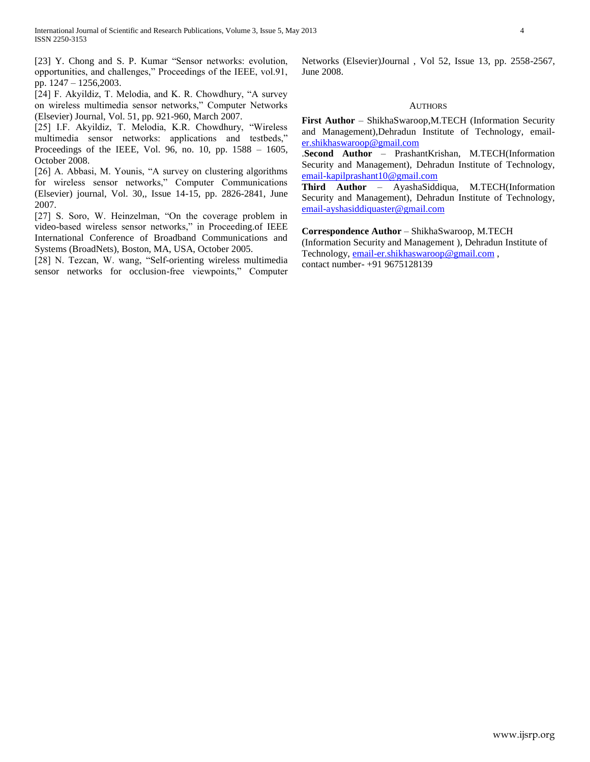[23] Y. Chong and S. P. Kumar "Sensor networks: evolution, opportunities, and challenges," Proceedings of the IEEE, vol.91, pp. 1247 – 1256,2003.

[24] F. Akyildiz, T. Melodia, and K. R. Chowdhury, "A survey on wireless multimedia sensor networks," Computer Networks (Elsevier) Journal, Vol. 51, pp. 921-960, March 2007.

[25] I.F. Akyildiz, T. Melodia, K.R. Chowdhury, "Wireless multimedia sensor networks: applications and testbeds," Proceedings of the IEEE, Vol. 96, no. 10, pp. 1588 – 1605, October 2008.

[26] A. Abbasi, M. Younis, "A survey on clustering algorithms for wireless sensor networks," Computer Communications (Elsevier) journal, Vol. 30,, Issue 14-15, pp. 2826-2841, June 2007.

[27] S. Soro, W. Heinzelman, "On the coverage problem in video-based wireless sensor networks," in Proceeding.of IEEE International Conference of Broadband Communications and Systems (BroadNets), Boston, MA, USA, October 2005.

[28] N. Tezcan, W. wang, "Self-orienting wireless multimedia sensor networks for occlusion-free viewpoints," Computer Networks (Elsevier)Journal , Vol 52, Issue 13, pp. 2558-2567, June 2008.

## AUTHORS

**First Author** – ShikhaSwaroop,M.TECH (Information Security and Management),Dehradun Institute of Technology, email-er.shikhaswaroop@gmail.com

.**Second Author** – PrashantKrishan, M.TECH(Information Security and Management), Dehradun Institute of Technology, email-kapilprashant10@gmail.com

**Third Author** – AyashaSiddiqua, M.TECH(Information Security and Management), Dehradun Institute of Technology, email-ayshasiddiquaster@gmail.com

**Correspondence Author** – ShikhaSwaroop, M.TECH (Information Security and Management ), Dehradun Institute of Technology, email-er.shikhaswaroop@gmail.com , contact number- +91 9675128139